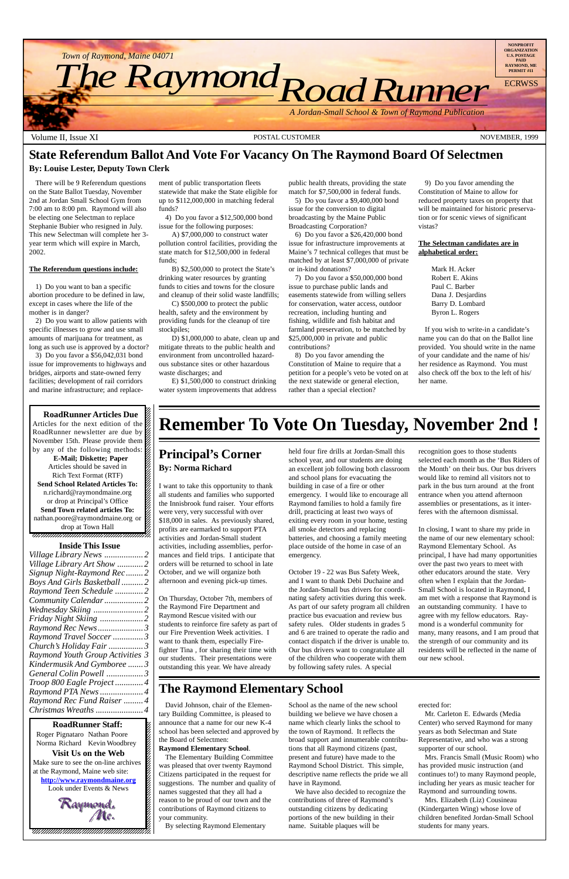Town of Raymond, Maine 04071

# The Raymond Road Runner

*A Jordan-Small School & Town of Raymond Publication*

NONPROFIT ORGANIZATION U.S. POSTAGE PAID RAYMOND, ME PERMIT #11

ECRWSS

Volume II, Issue XI — POSTAL CUSTOMER — NOVEMBER, 1999

## State Referendum Ballot And Vote For Vacancy On The Raymond Board Of Selectmen

**By: Louise Lester, Deputy Town Clerk**

There will be 9 Referendum questions on the State Ballot Tuesday, November 2nd at Jordan Small School Gym from 7:00 am to 8:00 pm. Raymond will also be electing one Selectman to replace Stephanie Bubier who resigned in July. This new Selectman will complete her 3-year term which will expire in March, 2002.

**The Referendum questions include:**

1) Do you want to ban a specific abortion procedure to be defined in law, except in cases where the life of the mother is in danger?

2) Do you want to allow patients with specific illnesses to grow and use small amounts of marijuana for treatment, as long as such use is approved by a doctor?

3) Do you favor a $56,042,031 bond issue for improvements to highways and bridges, airports and state-owned ferry facilities; development of rail corridors and marine infrastructure; and replacement of public transportation fleets statewide that make the State eligible for up to $112,000,000 in matching federal funds?

4) Do you favor a $12,500,000 bond issue for the following purposes:

A) $7,000,000 to construct water pollution control facilities, providing the state match for $12,500,000 in federal funds;

B) $2,500,000 to protect the State's drinking water resources by granting funds to cities and towns for the closure and cleanup of their solid waste landfills;

C) $500,000 to protect the public health, safety and the environment by providing funds for the cleanup of tire stockpiles;

D) $1,000,000 to abate, clean up and mitigate threats to the public health and environment from uncontrolled hazardous substance sites or other hazardous waste discharges; and

E) $1,500,000 to construct drinking water system improvements that address public health threats, providing the state match for $7,500,000 in federal funds.

5) Do you favor a $9,400,000 bond issue for the conversion to digital broadcasting by the Maine Public Broadcasting Corporation?

6) Do you favor a $26,420,000 bond issue for infrastructure improvements at Maine's 7 technical colleges that must be matched by at least $7,000,000 of private or in-kind donations?

7) Do you favor a $50,000,000 bond issue to purchase public lands and easements statewide from willing sellers for conservation, water access, outdoor recreation, including hunting and fishing, wildlife and fish habitat and farmland preservation, to be matched by $25,000,000 in private and public contributions?

8) Do you favor amending the Constitution of Maine to require that a petition for a people's veto be voted on at the next statewide or general election, rather than a special election?

9) Do you favor amending the Constitution of Maine to allow for reduced property taxes on property that will be maintained for historic preservation or for scenic views of significant vistas?

**The Selectman candidates are in alphabetical order:**

Mark H. Acker
Robert E. Akins
Paul C. Barber
Dana J. Desjardins
Barry D. Lombard
Byron L. Rogers

If you wish to write-in a candidate's name you can do that on the Ballot line provided. You should write in the name of your candidate and the name of his/her residence as Raymond. You must also check off the box to the left of his/her name.

---

### RoadRunner Articles Due

Articles for the next edition of the RoadRunner newsletter are due by November 15th. Please provide them by any of the following methods:

**E-Mail; Diskette; Paper**
Articles should be saved in Rich Text Format (RTF)

**Send School Related Articles To:**
n.richard@raymondmaine.org
or drop at Principal's Office

**Send Town related articles To:**
nathan.poore@raymondmaine.org or drop at Town Hall

### Inside This Issue

- *Village Library News* ... 2
- *Village Library Art Show* ... 2
- *Signup Night-Raymond Rec* ... 2
- *Boys And Girls Basketball* ... 2
- *Raymond Teen Schedule* ... 2
- *Community Calendar* ... 2
- *Wednesday Skiing* ... 2
- *Friday Night Skiing* ... 2
- *Raymond Rec News* ... 3
- *Raymond Travel Soccer* ... 3
- *Church's Holiday Fair* ... 3
- *Raymond Youth Group Activities* ... 3
- *Kindermusik And Gymboree* ... 3
- *General Colin Powell* ... 3
- *Troop 800 Eagle Project* ... 4
- *Raymond PTA News* ... 4
- *Raymond Rec Fund Raiser* ... 4
- *Christmas Wreaths* ... 4

### RoadRunner Staff:

Roger Pignataro, Nathan Poore, Norma Richard, Kevin Woodbrey

### Visit Us on the Web

Make sure to see the on-line archives at the Raymond, Maine web site:
**http://www.raymondmaine.org**
Look under Events & News

Raymond, Me.

---

# Remember To Vote On Tuesday, November 2nd !

## Principal's Corner

**By: Norma Richard**

I want to take this opportunity to thank all students and families who supported the Innisbrook fund raiser. Your efforts were very, very successful with over $18,000 in sales. As previously shared, profits are earmarked to support PTA activities and Jordan-Small student activities, including assemblies, performances and field trips. I anticipate that orders will be returned to school in late October, and we will organize both afternoon and evening pick-up times.

On Thursday, October 7th, members of the Raymond Fire Department and Raymond Rescue visited with our students to reinforce fire safety as part of our Fire Prevention Week activities. I want to thank them, especially Firefighter Tina , for sharing their time with our students. Their presentations were outstanding this year. We have already held four fire drills at Jordan-Small this school year, and our students are doing an excellent job following both classroom and school plans for evacuating the building in case of a fire or other emergency. I also want to encourage all Raymond families to hold a family fire drill, practicing at least two ways of exiting every room in your home, testing all smoke detectors and replacing batteries, and choosing a family meeting place outside of the home in case of an emergency.

October 19 - 22 was Bus Safety Week, and I want to thank Debi Duchaine and the Jordan-Small bus drivers for coordinating safety activities during this week. As part of our safety program all children practice bus evacuation and review bus safety rules. Older students in grades 5 and 6 are trained to operate the radio and contact dispatch if the driver is unable to. Our bus drivers want to congratulate all of the children who cooperate with them by following safety rules. A special recognition goes to those students selected each month as the 'Bus Riders of the Month' on their bus. Our bus drivers would like to remind all visitors not to park in the bus turn around at the front entrance when you attend afternoon assemblies or presentations, as it interferes with the afternoon dismissal.

In closing, I want to share my pride in the name of our new elementary school: Raymond Elementary School. As principal, I have had many opportunities over the past two years to meet with other educators around the state. Very often when I explain that the Jordan-Small School is located in Raymond, I am met with a response that Raymond is an outstanding community. I have to agree with my fellow educators. Raymond is a wonderful community for many, many reasons, and I am proud that the strength of our community and its residents will be reflected in the name of our new school.

## The Raymond Elementary School

David Johnson, chair of the Elementary Building Committee, is pleased to announce that a name for our new K-4 school has been selected and approved by the Board of Selectmen: **Raymond Elementary School**.

The Elementary Building Committee was pleased that over twenty Raymond Citizens participated in the request for suggestions. The number and quality of names suggested that they all had a reason to be proud of our town and the contributions of Raymond citizens to your community.

By selecting Raymond Elementary School as the name of the new school building we believe we have chosen a name which clearly links the school to the town of Raymond. It reflects the broad support and innumerable contributions that all Raymond citizens (past, present and future) have made to the Raymond School District. This simple, descriptive name reflects the pride we all have in Raymond.

We have also decided to recognize the contributions of three of Raymond's outstanding citizens by dedicating portions of the new building in their name. Suitable plaques will be erected for:

Mr. Carleton E. Edwards (Media Center) who served Raymond for many years as both Selectman and State Representative, and who was a strong supporter of our school.

Mrs. Francis Small (Music Room) who has provided music instruction (and continues to!) to many Raymond people, including her years as music teacher for Raymond and surrounding towns.

Mrs. Elizabeth (Liz) Cousineau (Kindergarten Wing) whose love of children benefited Jordan-Small School students for many years.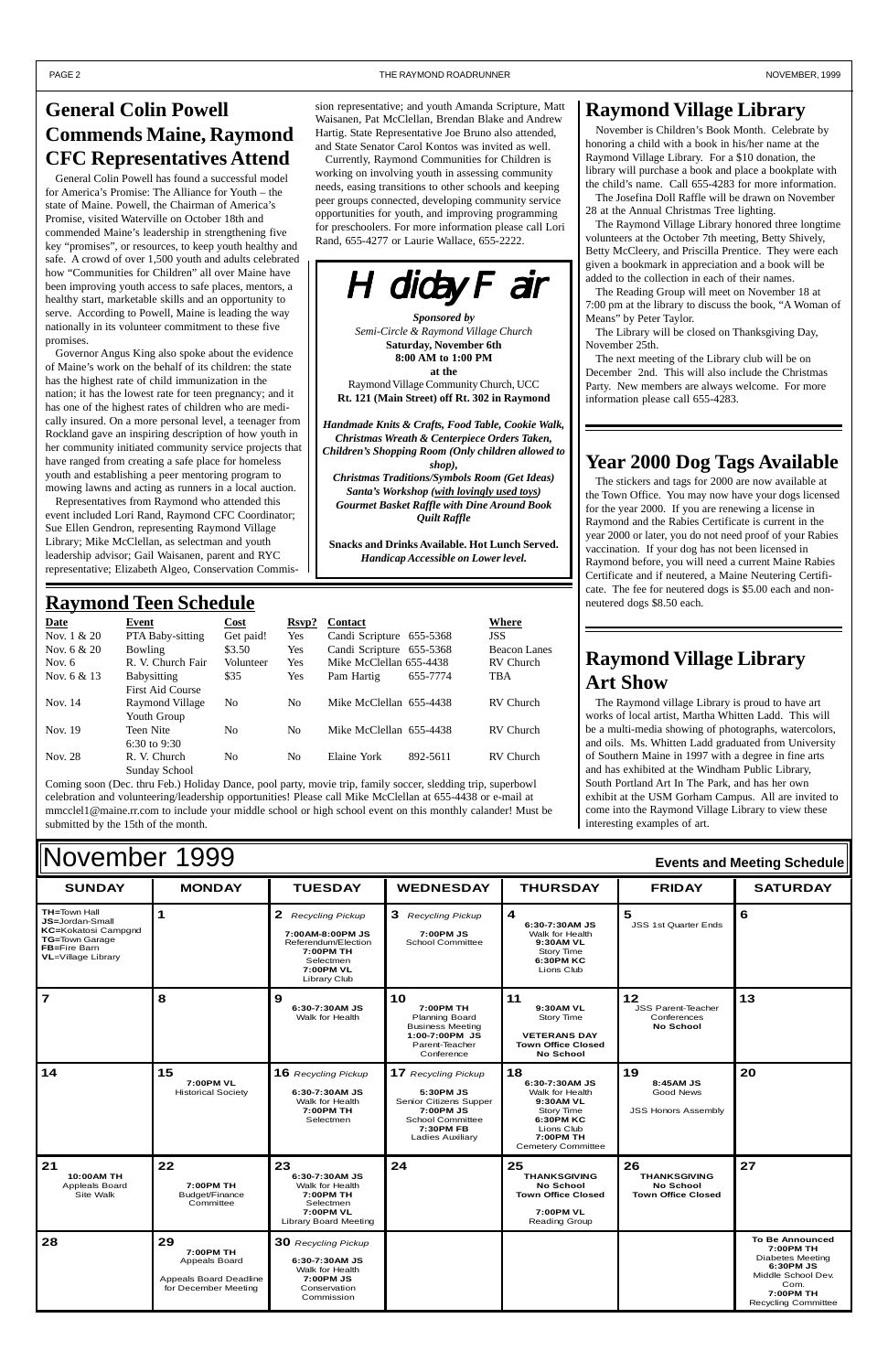# General Colin Powell Commends Maine, Raymond CFC Representatives Attend

General Colin Powell has found a successful model for America's Promise: The Alliance for Youth – the state of Maine. Powell, the Chairman of America's Promise, visited Waterville on October 18th and commended Maine's leadership in strengthening five key "promises", or resources, to keep youth healthy and safe. A crowd of over 1,500 youth and adults celebrated how "Communities for Children" all over Maine have been improving youth access to safe places, mentors, a healthy start, marketable skills and an opportunity to serve. According to Powell, Maine is leading the way nationally in its volunteer commitment to these five promises.

Governor Angus King also spoke about the evidence of Maine's work on the behalf of its children: the state has the highest rate of child immunization in the nation; it has the lowest rate for teen pregnancy; and it has one of the highest rates of children who are medically insured. On a more personal level, a teenager from Rockland gave an inspiring description of how youth in her community initiated community service projects that have ranged from creating a safe place for homeless youth and establishing a peer mentoring program to mowing lawns and acting as runners in a local auction.

Representatives from Raymond who attended this event included Lori Rand, Raymond CFC Coordinator; Sue Ellen Gendron, representing Raymond Village Library; Mike McClellan, as selectman and youth leadership advisor; Gail Waisanen, parent and RYC representative; Elizabeth Algeo, Conservation Commission representative; and youth Amanda Scripture, Matt Waisanen, Pat McClellan, Brendan Blake and Andrew Hartig. State Representative Joe Bruno also attended, and State Senator Carol Kontos was invited as well.

Currently, Raymond Communities for Children is working on involving youth in assessing community needs, easing transitions to other schools and keeping peer groups connected, developing community service opportunities for youth, and improving programming for preschoolers. For more information please call Lori Rand, 655-4277 or Laurie Wallace, 655-2222.

# Holiday Fair

***Sponsored by***
*Semi-Circle & Raymond Village Church*
**Saturday, November 6th**
**8:00 AM to 1:00 PM**
**at the**
Raymond Village Community Church, UCC
**Rt. 121 (Main Street) off Rt. 302 in Raymond**

***Handmade Knits & Crafts, Food Table, Cookie Walk, Christmas Wreath & Centerpiece Orders Taken, Children's Shopping Room (Only children allowed to shop), Christmas Traditions/Symbols Room (Get Ideas) Santa's Workshop (with lovingly used toys) Gourmet Basket Raffle with Dine Around Book Quilt Raffle***

**Snacks and Drinks Available. Hot Lunch Served.**
***Handicap Accessible on Lower level.***

# Raymond Village Library

November is Children's Book Month. Celebrate by honoring a child with a book in his/her name at the Raymond Village Library. For a $10 donation, the library will purchase a book and place a bookplate with the child's name. Call 655-4283 for more information.

The Josefina Doll Raffle will be drawn on November 28 at the Annual Christmas Tree lighting.

The Raymond Village Library honored three longtime volunteers at the October 7th meeting, Betty Shively, Betty McCleery, and Priscilla Prentice. They were each given a bookmark in appreciation and a book will be added to the collection in each of their names.

The Reading Group will meet on November 18 at 7:00 pm at the library to discuss the book, "A Woman of Means" by Peter Taylor.

The Library will be closed on Thanksgiving Day, November 25th.

The next meeting of the Library club will be on December 2nd. This will also include the Christmas Party. New members are always welcome. For more information please call 655-4283.

# Year 2000 Dog Tags Available

The stickers and tags for 2000 are now available at the Town Office. You may now have your dogs licensed for the year 2000. If you are renewing a license in Raymond and the Rabies Certificate is current in the year 2000 or later, you do not need proof of your Rabies vaccination. If your dog has not been licensed in Raymond before, you will need a current Maine Rabies Certificate and if neutered, a Maine Neutering Certificate. The fee for neutered dogs is $5.00 each and non-neutered dogs $8.50 each.

# Raymond Teen Schedule

| Date | Event | Cost | Rsvp? | Contact | | Where |
|---|---|---|---|---|---|---|
| Nov. 1 & 20 | PTA Baby-sitting | Get paid! | Yes | Candi Scripture | 655-5368 | JSS |
| Nov. 6 & 20 | Bowling | $3.50 | Yes | Candi Scripture | 655-5368 | Beacon Lanes |
| Nov. 6 | R. V. Church Fair | Volunteer | Yes | Mike McClellan | 655-4438 | RV Church |
| Nov. 6 & 13 | Babysitting First Aid Course | $35 | Yes | Pam Hartig | 655-7774 | TBA |
| Nov. 14 | Raymond Village Youth Group | No | No | Mike McClellan | 655-4438 | RV Church |
| Nov. 19 | Teen Nite 6:30 to 9:30 | No | No | Mike McClellan | 655-4438 | RV Church |
| Nov. 28 | R. V. Church Sunday School | No | No | Elaine York | 892-5611 | RV Church |

Coming soon (Dec. thru Feb.) Holiday Dance, pool party, movie trip, family soccer, sledding trip, superbowl celebration and volunteering/leadership opportunities! Please call Mike McClellan at 655-4438 or e-mail at mmcclel1@maine.rr.com to include your middle school or high school event on this monthly calander! Must be submitted by the 15th of the month.

# Raymond Village Library Art Show

The Raymond village Library is proud to have art works of local artist, Martha Whitten Ladd. This will be a multi-media showing of photographs, watercolors, and oils. Ms. Whitten Ladd graduated from University of Southern Maine in 1997 with a degree in fine arts and has exhibited at the Windham Public Library, South Portland Art In The Park, and has her own exhibit at the USM Gorham Campus. All are invited to come into the Raymond Village Library to view these interesting examples of art.

# November 1999

**Events and Meeting Schedule**

| SUNDAY | MONDAY | TUESDAY | WEDNESDAY | THURSDAY | FRIDAY | SATURDAY |
|---|---|---|---|---|---|---|
| **TH**=Town Hall<br>**JS**=Jordan-Small<br>**KC**=Kokatosi Campgnd<br>**TG**=Town Garage<br>**FB**=Fire Barn<br>**VL**=Village Library | **1** | **2** *Recycling Pickup*<br>**7:00AM-8:00PM JS** Referendum/Election<br>**7:00PM TH** Selectmen<br>**7:00PM VL** Library Club | **3** *Recycling Pickup*<br>**7:00PM JS** School Committee | **4**<br>**6:30-7:30AM JS** Walk for Health<br>**9:30AM VL** Story Time<br>**6:30PM KC** Lions Club | **5**<br>JSS 1st Quarter Ends | **6** |
| **7** | **8** | **9**<br>**6:30-7:30AM JS** Walk for Health | **10**<br>**7:00PM TH** Planning Board Business Meeting<br>**1:00-7:00PM JS** Parent-Teacher Conference | **11**<br>**9:30AM VL** Story Time<br>**VETERANS DAY**<br>**Town Office Closed**<br>**No School** | **12**<br>JSS Parent-Teacher Conferences<br>**No School** | **13** |
| **14** | **15**<br>**7:00PM VL** Historical Society | **16** *Recycling Pickup*<br>**6:30-7:30AM JS** Walk for Health<br>**7:00PM TH** Selectmen | **17** *Recycling Pickup*<br>**5:30PM JS** Senior Citizens Supper<br>**7:00PM JS** School Committee<br>**7:30PM FB** Ladies Auxiliary | **18**<br>**6:30-7:30AM JS** Walk for Health<br>**9:30AM VL** Story Time<br>**6:30PM KC** Lions Club<br>**7:00PM TH** Cemetery Committee | **19**<br>**8:45AM JS** Good News<br>JSS Honors Assembly | **20** |
| **21**<br>**10:00AM TH** Appleals Board Site Walk | **22**<br>**7:00PM TH** Budget/Finance Committee | **23**<br>**6:30-7:30AM JS** Walk for Health<br>**7:00PM TH** Selectmen<br>**7:00PM VL** Library Board Meeting | **24** | **25**<br>**THANKSGIVING**<br>**No School**<br>**Town Office Closed**<br>**7:00PM VL** Reading Group | **26**<br>**THANKSGIVING**<br>**No School**<br>**Town Office Closed** | **27** |
| **28** | **29**<br>**7:00PM TH** Appeals Board<br>Appeals Board Deadline for December Meeting | **30** *Recycling Pickup*<br>**6:30-7:30AM JS** Walk for Health<br>**7:00PM JS** Conservation Commission | | | | **To Be Announced**<br>**7:00PM TH** Diabetes Meeting<br>**6:30PM JS** Middle School Dev. Com.<br>**7:00PM TH** Recycling Committee |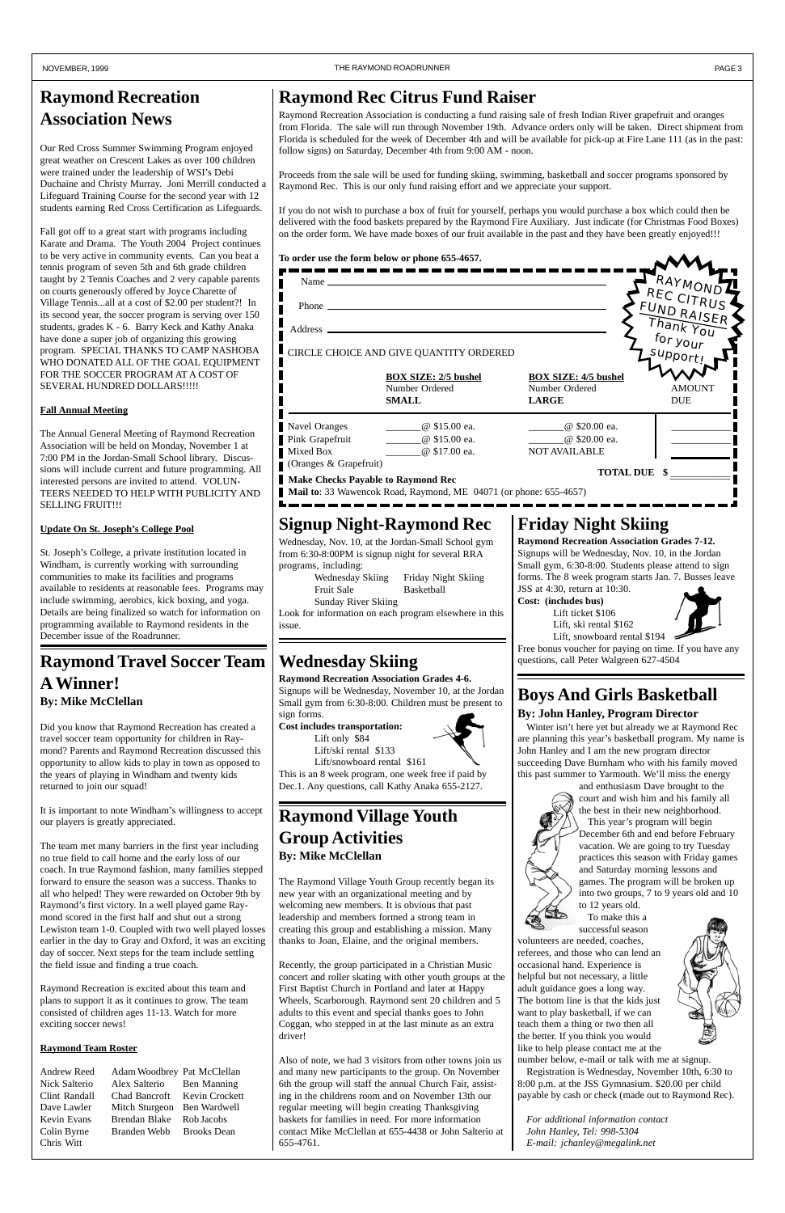# Raymond Recreation Association News

Our Red Cross Summer Swimming Program enjoyed great weather on Crescent Lakes as over 100 children were trained under the leadership of WSI's Debi Duchaine and Christy Murray. Joni Merrill conducted a Lifeguard Training Course for the second year with 12 students earning Red Cross Certification as Lifeguards.

Fall got off to a great start with programs including Karate and Drama. The Youth 2004 Project continues to be very active in community events. Can you beat a tennis program of seven 5th and 6th grade children taught by 2 Tennis Coaches and 2 very capable parents on courts generously offered by Joyce Charette of Village Tennis...all at a cost of $2.00 per student?! In its second year, the soccer program is serving over 150 students, grades K - 6. Barry Keck and Kathy Anaka have done a super job of organizing this growing program. SPECIAL THANKS TO CAMP NASHOBA WHO DONATED ALL OF THE GOAL EQUIPMENT FOR THE SOCCER PROGRAM AT A COST OF SEVERAL HUNDRED DOLLARS!!!!!

**Fall Annual Meeting**

The Annual General Meeting of Raymond Recreation Association will be held on Monday, November 1 at 7:00 PM in the Jordan-Small School library. Discussions will include current and future programming. All interested persons are invited to attend. VOLUNTEERS NEEDED TO HELP WITH PUBLICITY AND SELLING FRUIT!!!

**Update On St. Joseph's College Pool**

St. Joseph's College, a private institution located in Windham, is currently working with surrounding communities to make its facilities and programs available to residents at reasonable fees. Programs may include swimming, aerobics, kick boxing, and yoga. Details are being finalized so watch for information on programming available to Raymond residents in the December issue of the Roadrunner.

# Raymond Travel Soccer Team A Winner!

**By: Mike McClellan**

Did you know that Raymond Recreation has created a travel soccer team opportunity for children in Raymond? Parents and Raymond Recreation discussed this opportunity to allow kids to play in town as opposed to the years of playing in Windham and twenty kids returned to join our squad!

It is important to note Windham's willingness to accept our players is greatly appreciated.

The team met many barriers in the first year including no true field to call home and the early loss of our coach. In true Raymond fashion, many families stepped forward to ensure the season was a success. Thanks to all who helped! They were rewarded on October 9th by Raymond's first victory. In a well played game Raymond scored in the first half and shut out a strong Lewiston team 1-0. Coupled with two well played losses earlier in the day to Gray and Oxford, it was an exciting day of soccer. Next steps for the team include settling the field issue and finding a true coach.

Raymond Recreation is excited about this team and plans to support it as it continues to grow. The team consisted of children ages 11-13. Watch for more exciting soccer news!

**Raymond Team Roster**

| | | |
|---|---|---|
| Andrew Reed | Adam Woodbrey | Pat McClellan |
| Nick Salterio | Alex Salterio | Ben Manning |
| Clint Randall | Chad Bancroft | Kevin Crockett |
| Dave Lawler | Mitch Sturgeon | Ben Wardwell |
| Kevin Evans | Brendan Blake | Rob Jacobs |
| Colin Byrne | Branden Webb | Brooks Dean |
| Chris Witt | | |

# Raymond Rec Citrus Fund Raiser

Raymond Recreation Association is conducting a fund raising sale of fresh Indian River grapefruit and oranges from Florida. The sale will run through November 19th. Advance orders only will be taken. Direct shipment from Florida is scheduled for the week of December 4th and will be available for pick-up at Fire Lane 111 (as in the past: follow signs) on Saturday, December 4th from 9:00 AM - noon.

Proceeds from the sale will be used for funding skiing, swimming, basketball and soccer programs sponsored by Raymond Rec. This is our only fund raising effort and we appreciate your support.

If you do not wish to purchase a box of fruit for yourself, perhaps you would purchase a box which could then be delivered with the food baskets prepared by the Raymond Fire Auxiliary. Just indicate (for Christmas Food Boxes) on the order form. We have made boxes of our fruit available in the past and they have been greatly enjoyed!!!

**To order use the form below or phone 655-4657.**

RAYMOND REC CITRUS FUND RAISER Thank You for your support!

Name ______________________

Phone ______________________

Address ______________________

CIRCLE CHOICE AND GIVE QUANTITY ORDERED

| | BOX SIZE: 2/5 bushel Number Ordered SMALL | BOX SIZE: 4/5 bushel Number Ordered LARGE | AMOUNT DUE |
|---|---|---|---|
| Navel Oranges | _______@ $15.00 ea. | _______@ $20.00 ea. | ________ |
| Pink Grapefruit | _______@ $15.00 ea. | _______@ $20.00 ea. | ________ |
| Mixed Box (Oranges & Grapefruit) | _______@ $17.00 ea. | NOT AVAILABLE | ________ |
| | | TOTAL DUE | $ ________ |

**Make Checks Payable to Raymond Rec**

**Mail to**: 33 Wawencok Road, Raymond, ME 04071 (or phone: 655-4657)

# Signup Night-Raymond Rec

Wednesday, Nov. 10, at the Jordan-Small School gym from 6:30-8:00PM is signup night for several RRA programs, including:

| | |
|---|---|
| Wednesday Skiing | Friday Night Skiing |
| Fruit Sale | Basketball |
| Sunday River Skiing | |

Look for information on each program elsewhere in this issue.

# Wednesday Skiing

**Raymond Recreation Association Grades 4-6.**

Signups will be Wednesday, November 10, at the Jordan Small gym from 6:30-8:00. Children must be present to sign forms.

**Cost includes transportation:**

Lift only $84
Lift/ski rental $133
Lift/snowboard rental $161

This is an 8 week program, one week free if paid by Dec.1. Any questions, call Kathy Anaka 655-2127.

# Raymond Village Youth Group Activities

**By: Mike McClellan**

The Raymond Village Youth Group recently began its new year with an organizational meeting and by welcoming new members. It is obvious that past leadership and members formed a strong team in creating this group and establishing a mission. Many thanks to Joan, Elaine, and the original members.

Recently, the group participated in a Christian Music concert and roller skating with other youth groups at the First Baptist Church in Portland and later at Happy Wheels, Scarborough. Raymond sent 20 children and 5 adults to this event and special thanks goes to John Coggan, who stepped in at the last minute as an extra driver!

Also of note, we had 3 visitors from other towns join us and many new participants to the group. On November 6th the group will staff the annual Church Fair, assisting in the childrens room and on November 13th our regular meeting will begin creating Thanksgiving baskets for families in need. For more information contact Mike McClellan at 655-4438 or John Salterio at 655-4761.

# Friday Night Skiing

**Raymond Recreation Association Grades 7-12.**

Signups will be Wednesday, Nov. 10, in the Jordan Small gym, 6:30-8:00. Students please attend to sign forms. The 8 week program starts Jan. 7. Busses leave JSS at 4:30, return at 10:30.

**Cost: (includes bus)**

Lift ticket $106
Lift, ski rental $162
Lift, snowboard rental $194

Free bonus voucher for paying on time. If you have any questions, call Peter Walgreen 627-4504

# Boys And Girls Basketball

**By: John Hanley, Program Director**

Winter isn't here yet but already we at Raymond Rec are planning this year's basketball program. My name is John Hanley and I am the new program director succeeding Dave Burnham who with his family moved this past summer to Yarmouth. We'll miss the energy and enthusiasm Dave brought to the court and wish him and his family all the best in their new neighborhood.

This year's program will begin December 6th and end before February vacation. We are going to try Tuesday practices this season with Friday games and Saturday morning lessons and games. The program will be broken up into two groups, 7 to 9 years old and 10 to 12 years old.

To make this a successful season volunteers are needed, coaches, referees, and those who can lend an occasional hand. Experience is helpful but not necessary, a little adult guidance goes a long way. The bottom line is that the kids just want to play basketball, if we can teach them a thing or two then all the better. If you think you would like to help please contact me at the number below, e-mail or talk with me at signup.

Registration is Wednesday, November 10th, 6:30 to 8:00 p.m. at the JSS Gymnasium. $20.00 per child payable by cash or check (made out to Raymond Rec).

*For additional information contact*
*John Hanley, Tel: 998-5304*
*E-mail: jchanley@megalink.net*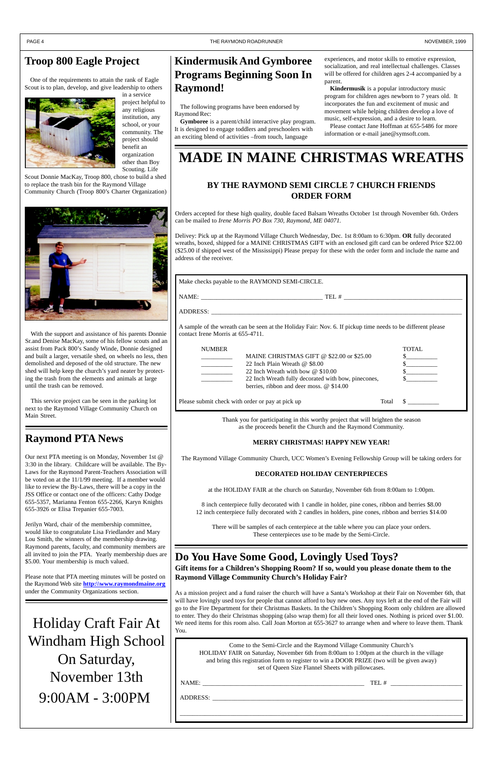## Troop 800 Eagle Project

One of the requirements to attain the rank of Eagle Scout is to plan, develop, and give leadership to others in a service project helpful to any religious institution, any school, or your community. The project should benefit an organization other than Boy Scouting. Life Scout Donnie MacKay, Troop 800, chose to build a shed to replace the trash bin for the Raymond Village Community Church (Troop 800's Charter Organization)

With the support and assistance of his parents Donnie Sr.and Denise MacKay, some of his fellow scouts and an assist from Pack 800's Sandy Winde, Donnie designed and built a larger, versatile shed, on wheels no less, then demolished and deposed of the old structure. The new shed will help keep the church's yard neater by protecting the trash from the elements and animals at large until the trash can be removed.

This service project can be seen in the parking lot next to the Raymond Village Community Church on Main Street.

## Raymond PTA News

Our next PTA meeting is on Monday, November 1st @ 3:30 in the library. Childcare will be available. The By-Laws for the Raymond Parent-Teachers Association will be voted on at the 11/1/99 meeting. If a member would like to review the By-Laws, there will be a copy in the JSS Office or contact one of the officers: Cathy Dodge 655-5357, Marianna Fenton 655-2266, Karyn Knights 655-3926 or Elisa Trepanier 655-7003.

Jerilyn Ward, chair of the membership committee, would like to congratulate Lisa Friedlander and Mary Lou Smith, the winners of the membership drawing. Raymond parents, faculty, and community members are all invited to join the PTA. Yearly membership dues are $5.00. Your membership is much valued.

Please note that PTA meeting minutes will be posted on the Raymond Web site **http:\\www.raymondmaine.org** under the Community Organizations section.

Holiday Craft Fair At Windham High School On Saturday, November 13th
9:00AM - 3:00PM

## Kindermusik And Gymboree Programs Beginning Soon In Raymond!

The following programs have been endorsed by Raymond Rec:

**Gymboree** is a parent/child interactive play program. It is designed to engage toddlers and preschoolers with an exciting blend of activities –from touch, language experiences, and motor skills to emotive expression, socialization, and real intellectual challenges. Classes will be offered for children ages 2-4 accompanied by a parent.

**Kindermusik** is a popular introductory music program for children ages newborn to 7 years old. It incorporates the fun and excitement of music and movement while helping children develop a love of music, self-expression, and a desire to learn.

Please contact Jane Hoffman at 655-5486 for more information or e-mail jane@symsoft.com.

# MADE IN MAINE CHRISTMAS WREATHS

### BY THE RAYMOND SEMI CIRCLE 7 CHURCH FRIENDS ORDER FORM

Orders accepted for these high quality, double faced Balsam Wreaths October 1st through November 6th. Orders can be mailed to *Irene Morris PO Box 730, Raymond, ME 04071.*

Delivey: Pick up at the Raymond Village Church Wednesday, Dec. 1st 8:00am to 6:30pm. **OR** fully decorated wreaths, boxed, shipped for a MAINE CHRISTMAS GIFT with an enclosed gift card can be ordered Price $22.00 ($25.00 if shipped west of the Mississippi) Please prepay for these with the order form and include the name and address of the receiver.

Make checks payable to the RAYMOND SEMI-CIRCLE.

NAME: ______________________ TEL # ______________________

ADDRESS: ____________________________________________

A sample of the wreath can be seen at the Holiday Fair: Nov. 6. If pickup time needs to be different please contact Irene Morris at 655-4711.

| NUMBER | | TOTAL |
|---|---|---|
| ________ | MAINE CHRISTMAS GIFT @ $22.00 or $25.00 | $________ |
| ________ | 22 Inch Plain Wreath @ $8.00 | $________ |
| ________ | 22 Inch Wreath with bow @ $10.00 | $________ |
| ________ | 22 Inch Wreath fully decorated with bow, pinecones, berries, ribbon and deer moss. @ $14.00 | $________ |

Please submit check with order or pay at pick up Total $ ________

Thank you for participating in this worthy project that will brighten the season as the proceeds benefit the Church and the Raymond Community.

**MERRY CHRISTMAS! HAPPY NEW YEAR!**

The Raymond Village Community Church, UCC Women's Evening Fellowship Group will be taking orders for

**DECORATED HOLIDAY CENTERPIECES**

at the HOLIDAY FAIR at the church on Saturday, November 6th from 8:00am to 1:00pm.

8 inch centerpiece fully decorated with 1 candle in holder, pine cones, ribbon and berries $8.00
12 inch centerpiece fully decorated with 2 candles in holders, pine cones, ribbon and berries $14.00

There will be samples of each centerpiece at the table where you can place your orders. These centerpieces use to be made by the Semi-Circle.

## Do You Have Some Good, Lovingly Used Toys?

**Gift items for a Children's Shopping Room? If so, would you please donate them to the Raymond Village Community Church's Holiday Fair?**

As a mission project and a fund raiser the church will have a Santa's Workshop at their Fair on November 6th, that will have lovingly used toys for people that cannot afford to buy new ones. Any toys left at the end of the Fair will go to the Fire Department for their Christmas Baskets. In the Children's Shopping Room only children are allowed to enter. They do their Christmas shopping (also wrap them) for all their loved ones. Nothing is priced over $1.00. We need items for this room also. Call Joan Morton at 655-3627 to arrange when and where to leave them. Thank You.

Come to the Semi-Circle and the Raymond Village Community Church's HOLIDAY FAIR on Saturday, November 6th from 8:00am to 1:00pm at the church in the village and bring this registration form to register to win a DOOR PRIZE (two will be given away) set of Queen Size Flannel Sheets with pillowcases.

NAME: ______________________ TEL # ______________________

ADDRESS: ____________________________________________

____________________________________________